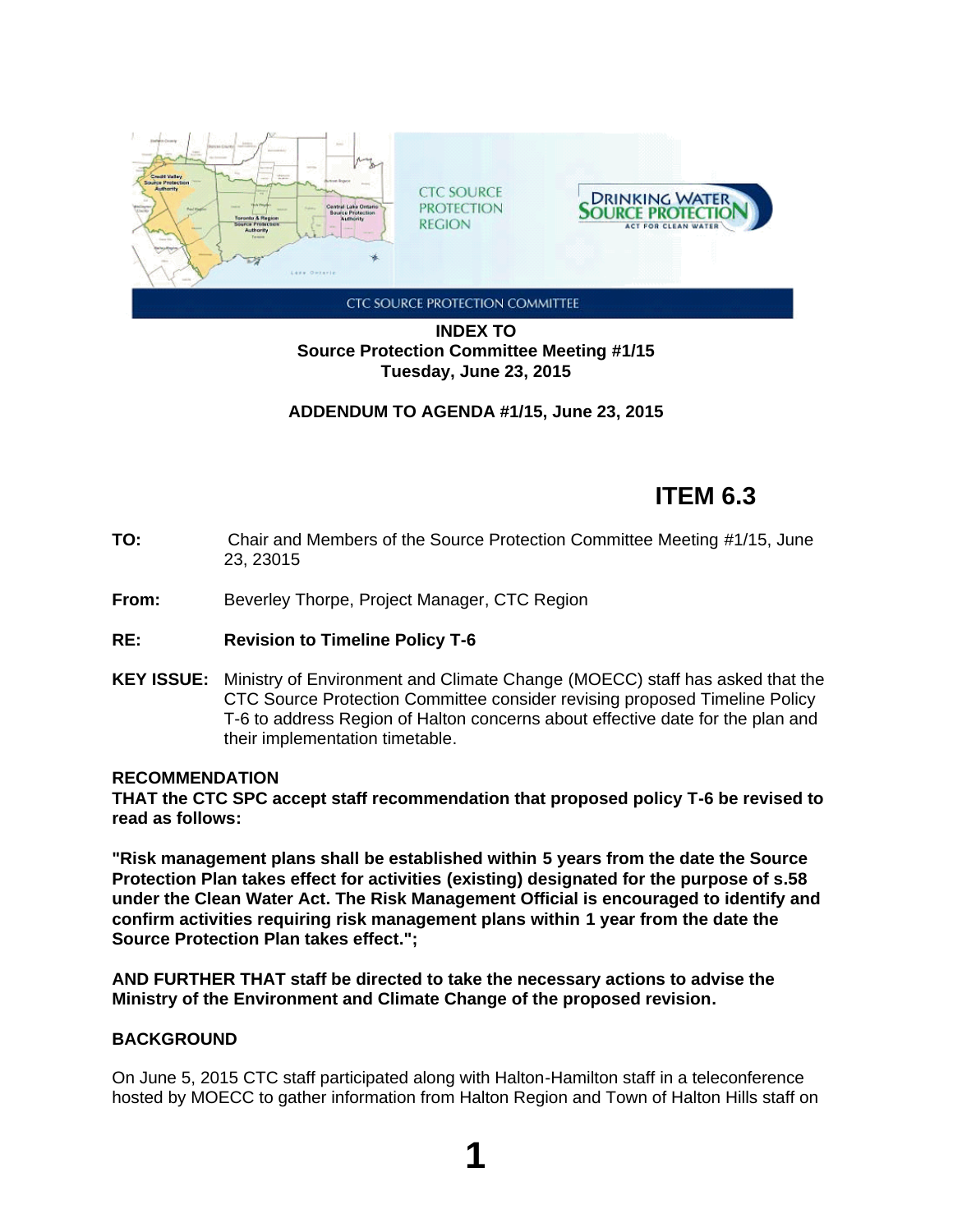CTC SOURCE PROTECTION COMMITTEE

**INDEX TO**
**Source Protection Committee Meeting #1/15**
**Tuesday, June 23, 2015**

**ADDENDUM TO AGENDA #1/15, June 23, 2015**

## ITEM 6.3

**TO:** Chair and Members of the Source Protection Committee Meeting #1/15, June 23, 23015

**From:** Beverley Thorpe, Project Manager, CTC Region

**RE:** **Revision to Timeline Policy T-6**

**KEY ISSUE:** Ministry of Environment and Climate Change (MOECC) staff has asked that the CTC Source Protection Committee consider revising proposed Timeline Policy T-6 to address Region of Halton concerns about effective date for the plan and their implementation timetable.

**RECOMMENDATION**

**THAT the CTC SPC accept staff recommendation that proposed policy T-6 be revised to read as follows:**

**"Risk management plans shall be established within 5 years from the date the Source Protection Plan takes effect for activities (existing) designated for the purpose of s.58 under the Clean Water Act. The Risk Management Official is encouraged to identify and confirm activities requiring risk management plans within 1 year from the date the Source Protection Plan takes effect.";**

**AND FURTHER THAT staff be directed to take the necessary actions to advise the Ministry of the Environment and Climate Change of the proposed revision.**

**BACKGROUND**

On June 5, 2015 CTC staff participated along with Halton-Hamilton staff in a teleconference hosted by MOECC to gather information from Halton Region and Town of Halton Hills staff on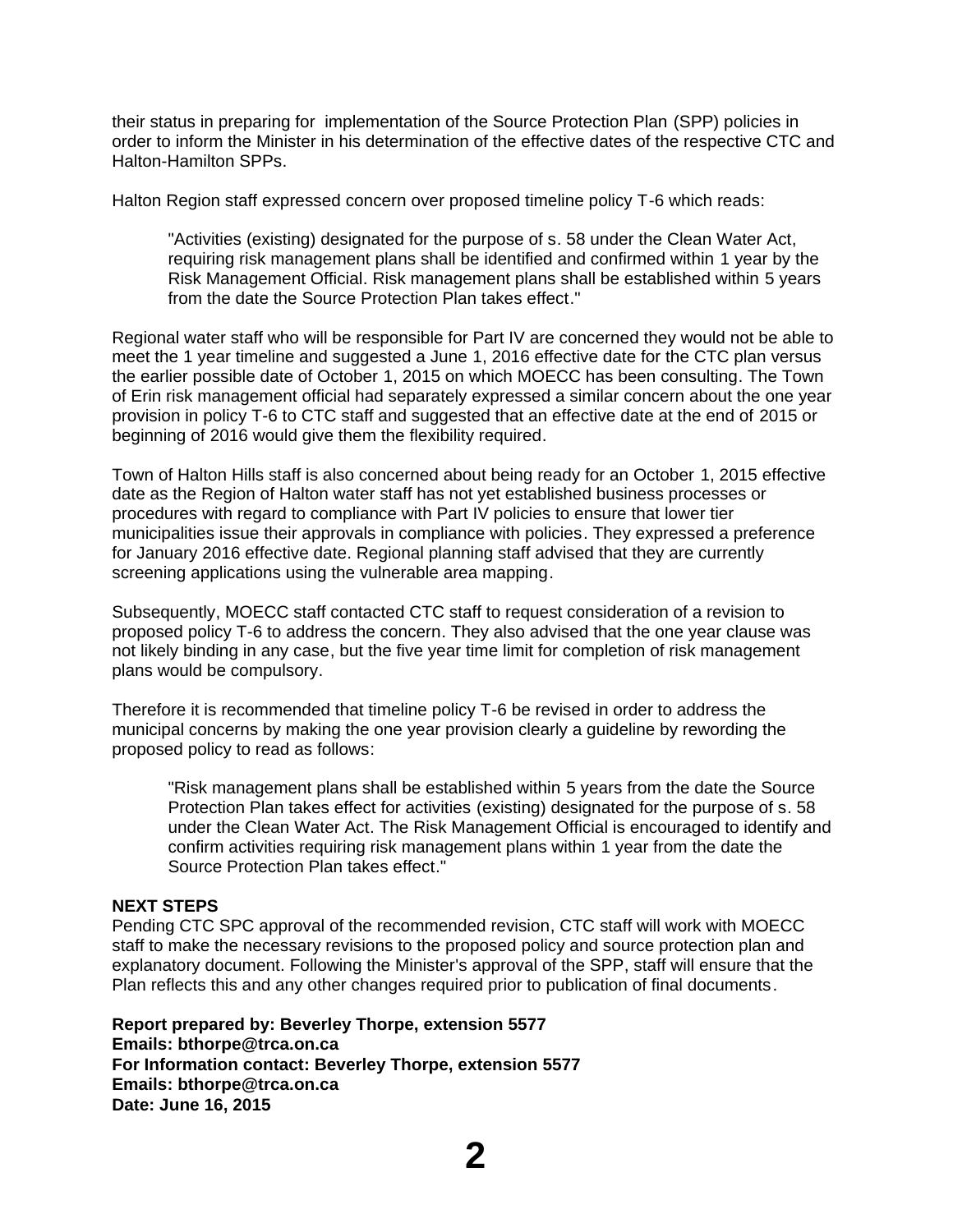their status in preparing for implementation of the Source Protection Plan (SPP) policies in order to inform the Minister in his determination of the effective dates of the respective CTC and Halton-Hamilton SPPs.

Halton Region staff expressed concern over proposed timeline policy T-6 which reads:

> "Activities (existing) designated for the purpose of s. 58 under the Clean Water Act, requiring risk management plans shall be identified and confirmed within 1 year by the Risk Management Official. Risk management plans shall be established within 5 years from the date the Source Protection Plan takes effect."

Regional water staff who will be responsible for Part IV are concerned they would not be able to meet the 1 year timeline and suggested a June 1, 2016 effective date for the CTC plan versus the earlier possible date of October 1, 2015 on which MOECC has been consulting. The Town of Erin risk management official had separately expressed a similar concern about the one year provision in policy T-6 to CTC staff and suggested that an effective date at the end of 2015 or beginning of 2016 would give them the flexibility required.

Town of Halton Hills staff is also concerned about being ready for an October 1, 2015 effective date as the Region of Halton water staff has not yet established business processes or procedures with regard to compliance with Part IV policies to ensure that lower tier municipalities issue their approvals in compliance with policies. They expressed a preference for January 2016 effective date. Regional planning staff advised that they are currently screening applications using the vulnerable area mapping.

Subsequently, MOECC staff contacted CTC staff to request consideration of a revision to proposed policy T-6 to address the concern. They also advised that the one year clause was not likely binding in any case, but the five year time limit for completion of risk management plans would be compulsory.

Therefore it is recommended that timeline policy T-6 be revised in order to address the municipal concerns by making the one year provision clearly a guideline by rewording the proposed policy to read as follows:

> "Risk management plans shall be established within 5 years from the date the Source Protection Plan takes effect for activities (existing) designated for the purpose of s. 58 under the Clean Water Act. The Risk Management Official is encouraged to identify and confirm activities requiring risk management plans within 1 year from the date the Source Protection Plan takes effect."

**NEXT STEPS**

Pending CTC SPC approval of the recommended revision, CTC staff will work with MOECC staff to make the necessary revisions to the proposed policy and source protection plan and explanatory document. Following the Minister's approval of the SPP, staff will ensure that the Plan reflects this and any other changes required prior to publication of final documents.

**Report prepared by: Beverley Thorpe, extension 5577**
**Emails: bthorpe@trca.on.ca**
**For Information contact: Beverley Thorpe, extension 5577**
**Emails: bthorpe@trca.on.ca**
**Date: June 16, 2015**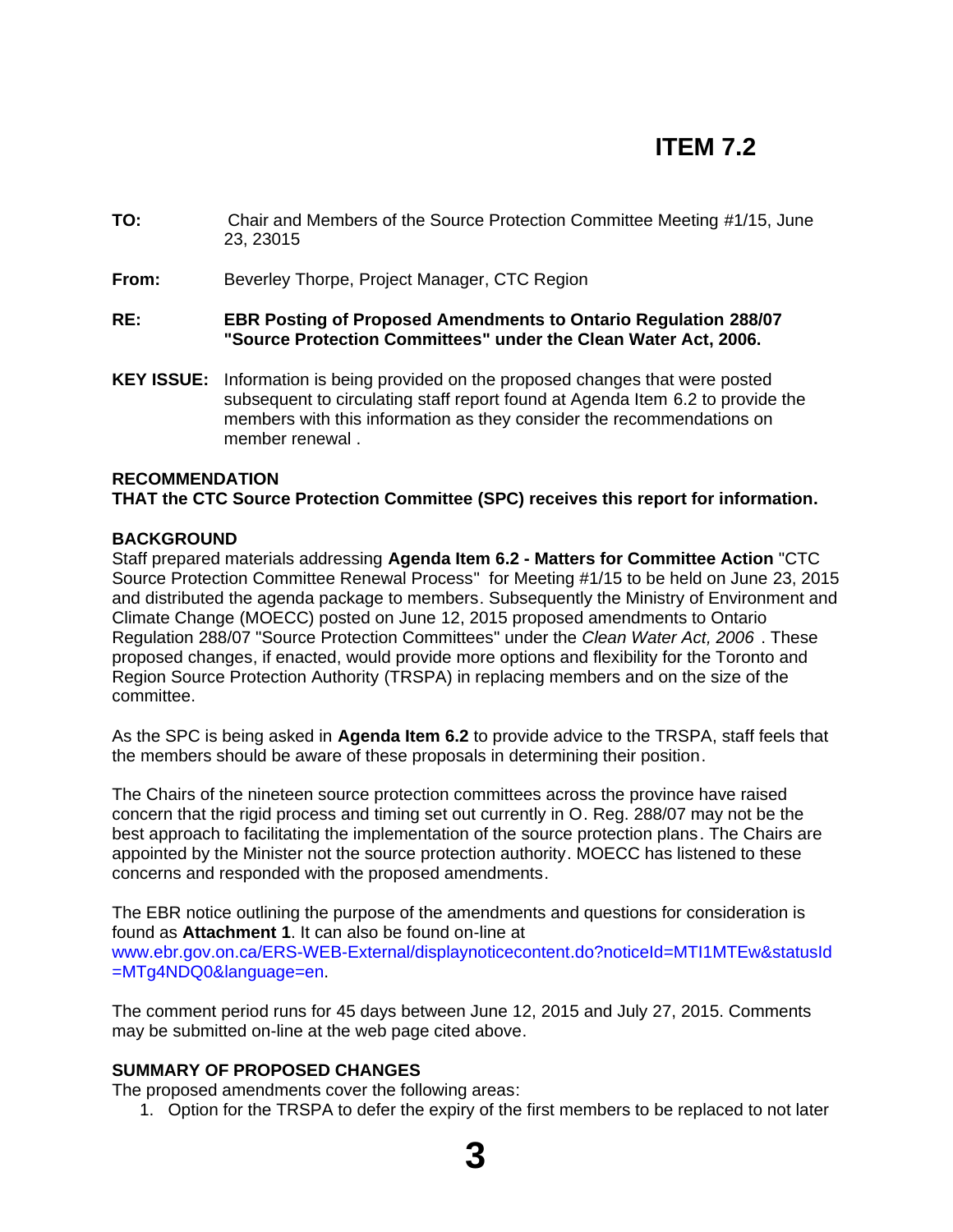# ITEM 7.2

**TO:** Chair and Members of the Source Protection Committee Meeting #1/15, June 23, 23015

**From:** Beverley Thorpe, Project Manager, CTC Region

**RE:** **EBR Posting of Proposed Amendments to Ontario Regulation 288/07 "Source Protection Committees" under the Clean Water Act, 2006.**

**KEY ISSUE:** Information is being provided on the proposed changes that were posted subsequent to circulating staff report found at Agenda Item 6.2 to provide the members with this information as they consider the recommendations on member renewal .

**RECOMMENDATION**

**THAT the CTC Source Protection Committee (SPC) receives this report for information.**

**BACKGROUND**

Staff prepared materials addressing **Agenda Item 6.2 - Matters for Committee Action** "CTC Source Protection Committee Renewal Process" for Meeting #1/15 to be held on June 23, 2015 and distributed the agenda package to members. Subsequently the Ministry of Environment and Climate Change (MOECC) posted on June 12, 2015 proposed amendments to Ontario Regulation 288/07 "Source Protection Committees" under the *Clean Water Act, 2006* . These proposed changes, if enacted, would provide more options and flexibility for the Toronto and Region Source Protection Authority (TRSPA) in replacing members and on the size of the committee.

As the SPC is being asked in **Agenda Item 6.2** to provide advice to the TRSPA, staff feels that the members should be aware of these proposals in determining their position.

The Chairs of the nineteen source protection committees across the province have raised concern that the rigid process and timing set out currently in O. Reg. 288/07 may not be the best approach to facilitating the implementation of the source protection plans. The Chairs are appointed by the Minister not the source protection authority. MOECC has listened to these concerns and responded with the proposed amendments.

The EBR notice outlining the purpose of the amendments and questions for consideration is found as **Attachment 1**. It can also be found on-line at www.ebr.gov.on.ca/ERS-WEB-External/displaynoticecontent.do?noticeId=MTI1MTEw&statusId=MTg4NDQ0&language=en.

The comment period runs for 45 days between June 12, 2015 and July 27, 2015. Comments may be submitted on-line at the web page cited above.

**SUMMARY OF PROPOSED CHANGES**

The proposed amendments cover the following areas:

1. Option for the TRSPA to defer the expiry of the first members to be replaced to not later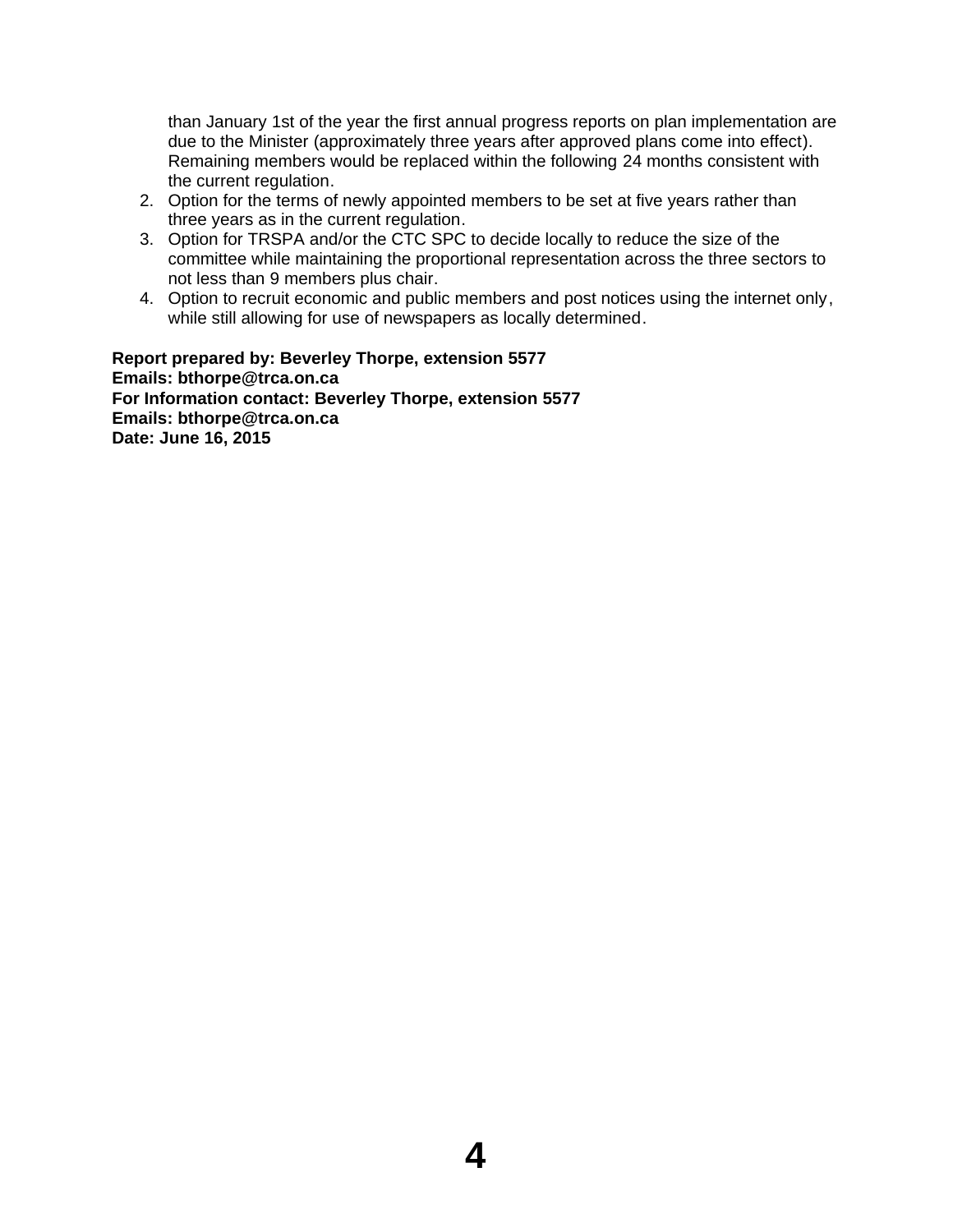than January 1st of the year the first annual progress reports on plan implementation are due to the Minister (approximately three years after approved plans come into effect). Remaining members would be replaced within the following 24 months consistent with the current regulation.

2. Option for the terms of newly appointed members to be set at five years rather than three years as in the current regulation.
3. Option for TRSPA and/or the CTC SPC to decide locally to reduce the size of the committee while maintaining the proportional representation across the three sectors to not less than 9 members plus chair.
4. Option to recruit economic and public members and post notices using the internet only, while still allowing for use of newspapers as locally determined.

**Report prepared by: Beverley Thorpe, extension 5577**
**Emails: bthorpe@trca.on.ca**
**For Information contact: Beverley Thorpe, extension 5577**
**Emails: bthorpe@trca.on.ca**
**Date: June 16, 2015**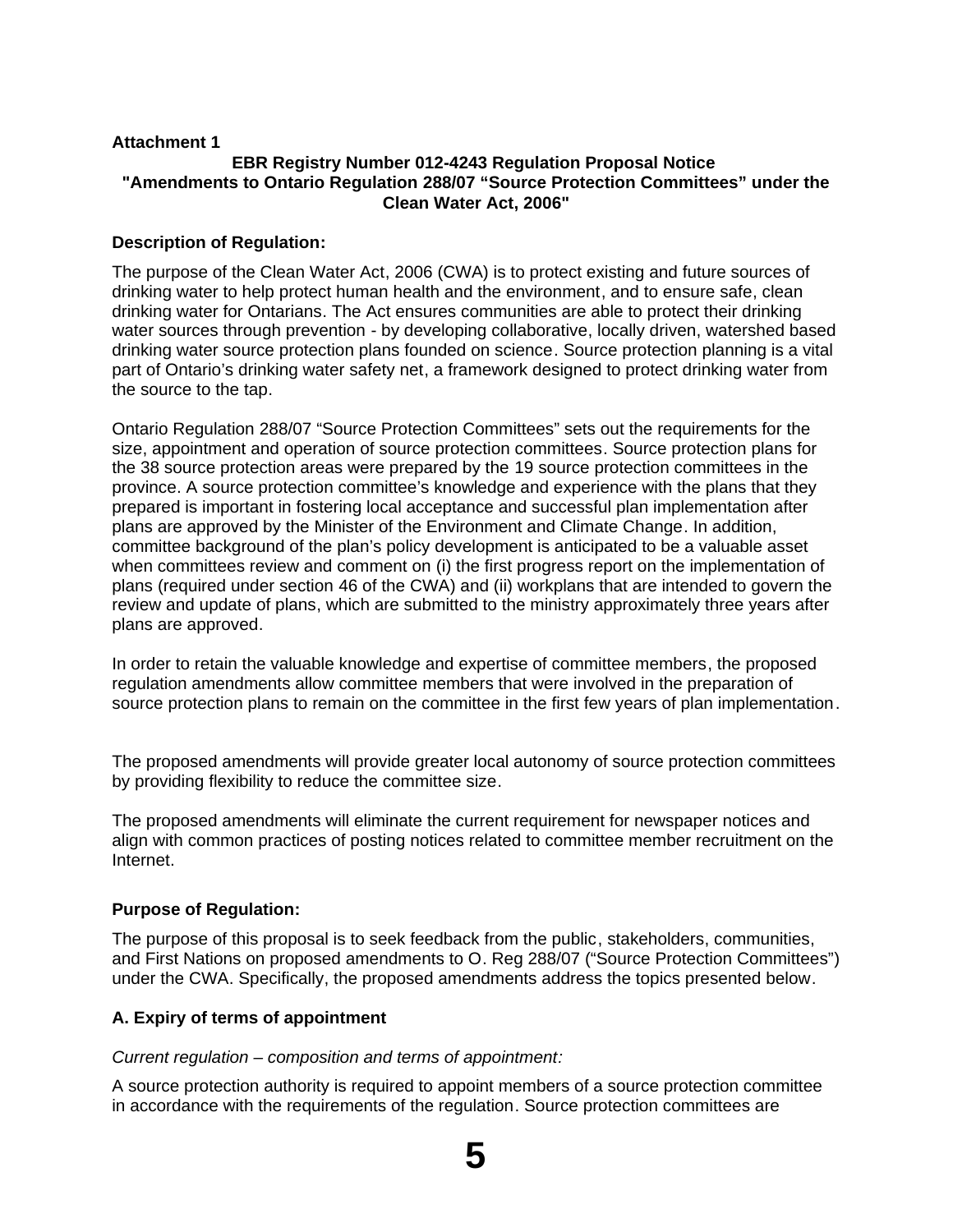**Attachment 1**

**EBR Registry Number 012-4243 Regulation Proposal Notice "Amendments to Ontario Regulation 288/07 "Source Protection Committees" under the Clean Water Act, 2006"**

**Description of Regulation:**

The purpose of the Clean Water Act, 2006 (CWA) is to protect existing and future sources of drinking water to help protect human health and the environment, and to ensure safe, clean drinking water for Ontarians. The Act ensures communities are able to protect their drinking water sources through prevention - by developing collaborative, locally driven, watershed based drinking water source protection plans founded on science. Source protection planning is a vital part of Ontario's drinking water safety net, a framework designed to protect drinking water from the source to the tap.

Ontario Regulation 288/07 "Source Protection Committees" sets out the requirements for the size, appointment and operation of source protection committees. Source protection plans for the 38 source protection areas were prepared by the 19 source protection committees in the province. A source protection committee's knowledge and experience with the plans that they prepared is important in fostering local acceptance and successful plan implementation after plans are approved by the Minister of the Environment and Climate Change. In addition, committee background of the plan's policy development is anticipated to be a valuable asset when committees review and comment on (i) the first progress report on the implementation of plans (required under section 46 of the CWA) and (ii) workplans that are intended to govern the review and update of plans, which are submitted to the ministry approximately three years after plans are approved.

In order to retain the valuable knowledge and expertise of committee members, the proposed regulation amendments allow committee members that were involved in the preparation of source protection plans to remain on the committee in the first few years of plan implementation.

The proposed amendments will provide greater local autonomy of source protection committees by providing flexibility to reduce the committee size.

The proposed amendments will eliminate the current requirement for newspaper notices and align with common practices of posting notices related to committee member recruitment on the Internet.

**Purpose of Regulation:**

The purpose of this proposal is to seek feedback from the public, stakeholders, communities, and First Nations on proposed amendments to O. Reg 288/07 ("Source Protection Committees") under the CWA. Specifically, the proposed amendments address the topics presented below.

**A. Expiry of terms of appointment**

*Current regulation – composition and terms of appointment:*

A source protection authority is required to appoint members of a source protection committee in accordance with the requirements of the regulation. Source protection committees are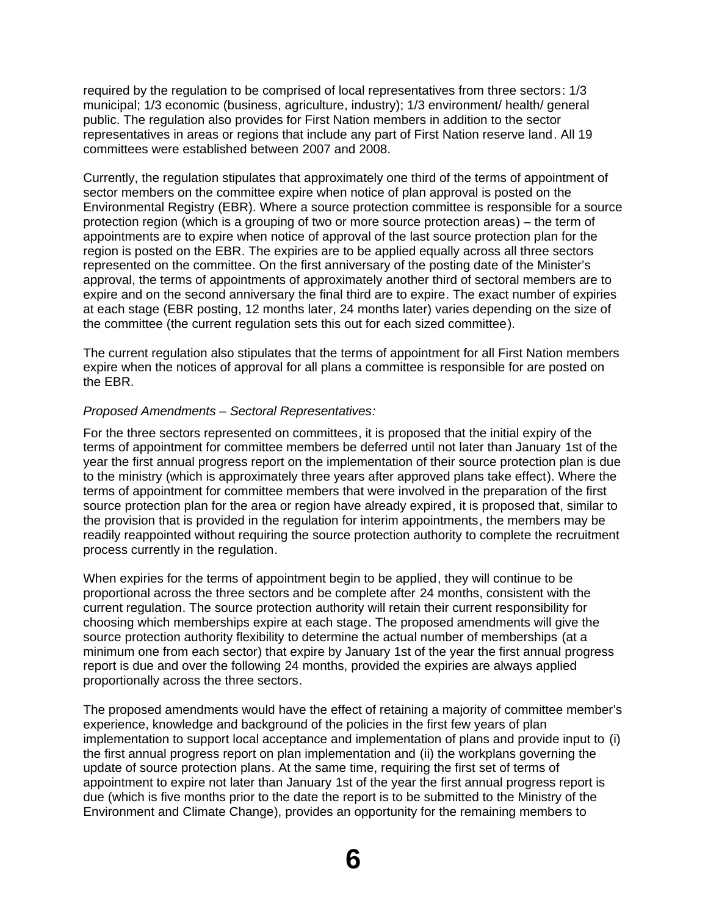required by the regulation to be comprised of local representatives from three sectors: 1/3 municipal; 1/3 economic (business, agriculture, industry); 1/3 environment/ health/ general public. The regulation also provides for First Nation members in addition to the sector representatives in areas or regions that include any part of First Nation reserve land. All 19 committees were established between 2007 and 2008.

Currently, the regulation stipulates that approximately one third of the terms of appointment of sector members on the committee expire when notice of plan approval is posted on the Environmental Registry (EBR). Where a source protection committee is responsible for a source protection region (which is a grouping of two or more source protection areas) – the term of appointments are to expire when notice of approval of the last source protection plan for the region is posted on the EBR. The expiries are to be applied equally across all three sectors represented on the committee. On the first anniversary of the posting date of the Minister's approval, the terms of appointments of approximately another third of sectoral members are to expire and on the second anniversary the final third are to expire. The exact number of expiries at each stage (EBR posting, 12 months later, 24 months later) varies depending on the size of the committee (the current regulation sets this out for each sized committee).

The current regulation also stipulates that the terms of appointment for all First Nation members expire when the notices of approval for all plans a committee is responsible for are posted on the EBR.

*Proposed Amendments – Sectoral Representatives:*

For the three sectors represented on committees, it is proposed that the initial expiry of the terms of appointment for committee members be deferred until not later than January 1st of the year the first annual progress report on the implementation of their source protection plan is due to the ministry (which is approximately three years after approved plans take effect). Where the terms of appointment for committee members that were involved in the preparation of the first source protection plan for the area or region have already expired, it is proposed that, similar to the provision that is provided in the regulation for interim appointments, the members may be readily reappointed without requiring the source protection authority to complete the recruitment process currently in the regulation.

When expiries for the terms of appointment begin to be applied, they will continue to be proportional across the three sectors and be complete after 24 months, consistent with the current regulation. The source protection authority will retain their current responsibility for choosing which memberships expire at each stage. The proposed amendments will give the source protection authority flexibility to determine the actual number of memberships (at a minimum one from each sector) that expire by January 1st of the year the first annual progress report is due and over the following 24 months, provided the expiries are always applied proportionally across the three sectors.

The proposed amendments would have the effect of retaining a majority of committee member's experience, knowledge and background of the policies in the first few years of plan implementation to support local acceptance and implementation of plans and provide input to (i) the first annual progress report on plan implementation and (ii) the workplans governing the update of source protection plans. At the same time, requiring the first set of terms of appointment to expire not later than January 1st of the year the first annual progress report is due (which is five months prior to the date the report is to be submitted to the Ministry of the Environment and Climate Change), provides an opportunity for the remaining members to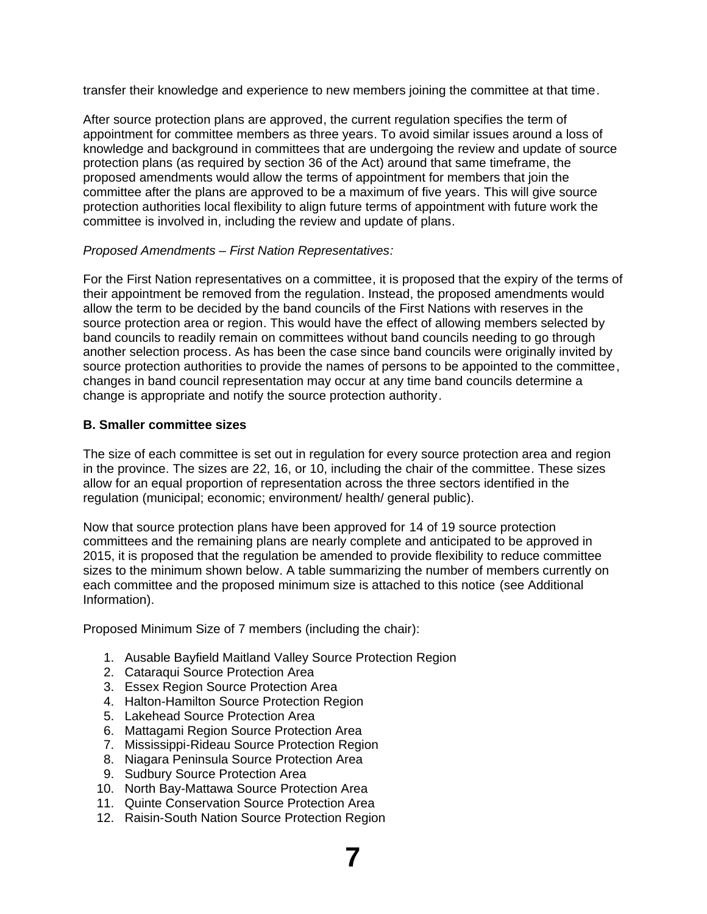transfer their knowledge and experience to new members joining the committee at that time.

After source protection plans are approved, the current regulation specifies the term of appointment for committee members as three years. To avoid similar issues around a loss of knowledge and background in committees that are undergoing the review and update of source protection plans (as required by section 36 of the Act) around that same timeframe, the proposed amendments would allow the terms of appointment for members that join the committee after the plans are approved to be a maximum of five years. This will give source protection authorities local flexibility to align future terms of appointment with future work the committee is involved in, including the review and update of plans.

*Proposed Amendments – First Nation Representatives:*

For the First Nation representatives on a committee, it is proposed that the expiry of the terms of their appointment be removed from the regulation. Instead, the proposed amendments would allow the term to be decided by the band councils of the First Nations with reserves in the source protection area or region. This would have the effect of allowing members selected by band councils to readily remain on committees without band councils needing to go through another selection process. As has been the case since band councils were originally invited by source protection authorities to provide the names of persons to be appointed to the committee, changes in band council representation may occur at any time band councils determine a change is appropriate and notify the source protection authority.

**B. Smaller committee sizes**

The size of each committee is set out in regulation for every source protection area and region in the province. The sizes are 22, 16, or 10, including the chair of the committee. These sizes allow for an equal proportion of representation across the three sectors identified in the regulation (municipal; economic; environment/ health/ general public).

Now that source protection plans have been approved for 14 of 19 source protection committees and the remaining plans are nearly complete and anticipated to be approved in 2015, it is proposed that the regulation be amended to provide flexibility to reduce committee sizes to the minimum shown below. A table summarizing the number of members currently on each committee and the proposed minimum size is attached to this notice (see Additional Information).

Proposed Minimum Size of 7 members (including the chair):

1. Ausable Bayfield Maitland Valley Source Protection Region
2. Cataraqui Source Protection Area
3. Essex Region Source Protection Area
4. Halton-Hamilton Source Protection Region
5. Lakehead Source Protection Area
6. Mattagami Region Source Protection Area
7. Mississippi-Rideau Source Protection Region
8. Niagara Peninsula Source Protection Area
9. Sudbury Source Protection Area
10. North Bay-Mattawa Source Protection Area
11. Quinte Conservation Source Protection Area
12. Raisin-South Nation Source Protection Region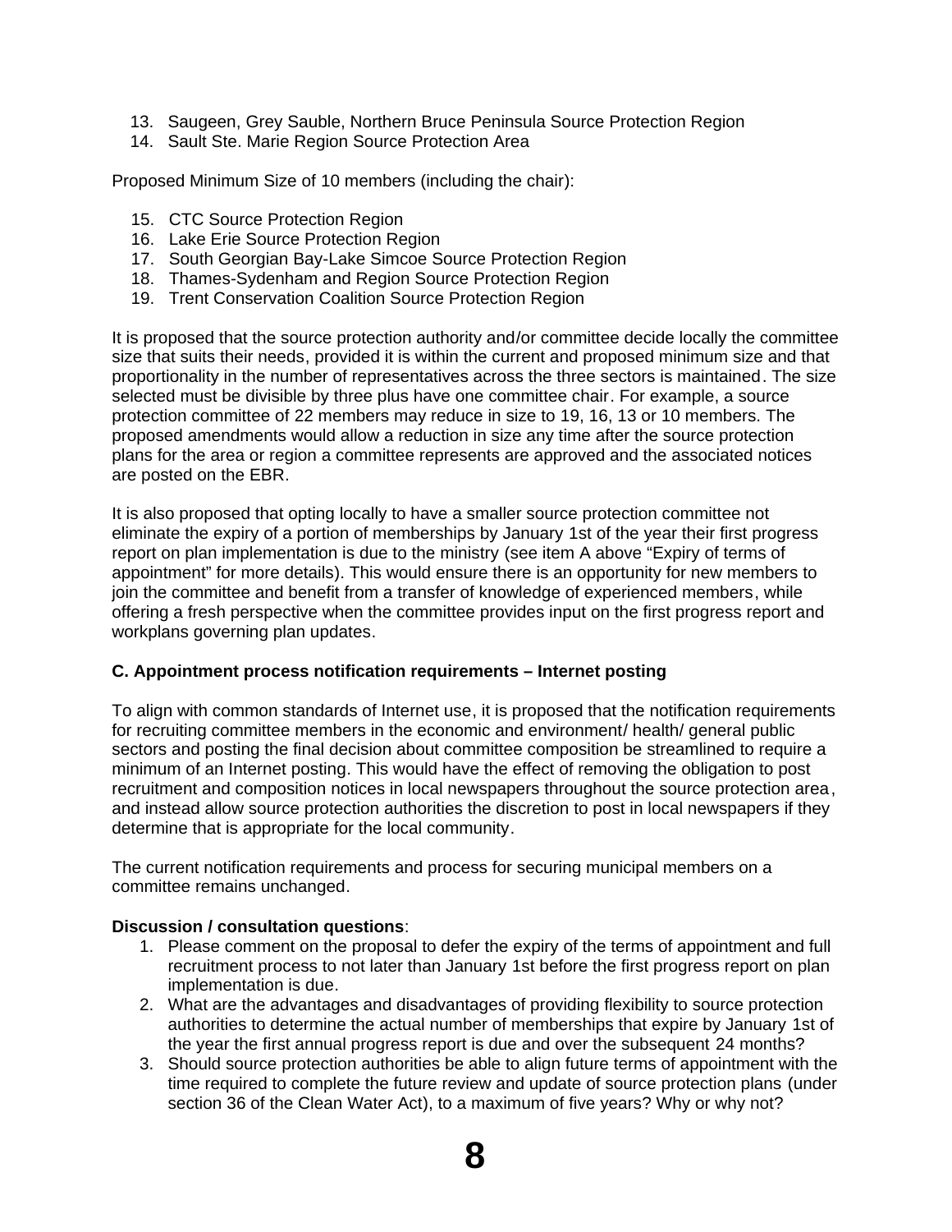13. Saugeen, Grey Sauble, Northern Bruce Peninsula Source Protection Region
14. Sault Ste. Marie Region Source Protection Area

Proposed Minimum Size of 10 members (including the chair):

15. CTC Source Protection Region
16. Lake Erie Source Protection Region
17. South Georgian Bay-Lake Simcoe Source Protection Region
18. Thames-Sydenham and Region Source Protection Region
19. Trent Conservation Coalition Source Protection Region

It is proposed that the source protection authority and/or committee decide locally the committee size that suits their needs, provided it is within the current and proposed minimum size and that proportionality in the number of representatives across the three sectors is maintained. The size selected must be divisible by three plus have one committee chair. For example, a source protection committee of 22 members may reduce in size to 19, 16, 13 or 10 members. The proposed amendments would allow a reduction in size any time after the source protection plans for the area or region a committee represents are approved and the associated notices are posted on the EBR.

It is also proposed that opting locally to have a smaller source protection committee not eliminate the expiry of a portion of memberships by January 1st of the year their first progress report on plan implementation is due to the ministry (see item A above "Expiry of terms of appointment" for more details). This would ensure there is an opportunity for new members to join the committee and benefit from a transfer of knowledge of experienced members, while offering a fresh perspective when the committee provides input on the first progress report and workplans governing plan updates.

**C. Appointment process notification requirements – Internet posting**

To align with common standards of Internet use, it is proposed that the notification requirements for recruiting committee members in the economic and environment/ health/ general public sectors and posting the final decision about committee composition be streamlined to require a minimum of an Internet posting. This would have the effect of removing the obligation to post recruitment and composition notices in local newspapers throughout the source protection area, and instead allow source protection authorities the discretion to post in local newspapers if they determine that is appropriate for the local community.

The current notification requirements and process for securing municipal members on a committee remains unchanged.

**Discussion / consultation questions**:

1. Please comment on the proposal to defer the expiry of the terms of appointment and full recruitment process to not later than January 1st before the first progress report on plan implementation is due.
2. What are the advantages and disadvantages of providing flexibility to source protection authorities to determine the actual number of memberships that expire by January 1st of the year the first annual progress report is due and over the subsequent 24 months?
3. Should source protection authorities be able to align future terms of appointment with the time required to complete the future review and update of source protection plans (under section 36 of the Clean Water Act), to a maximum of five years? Why or why not?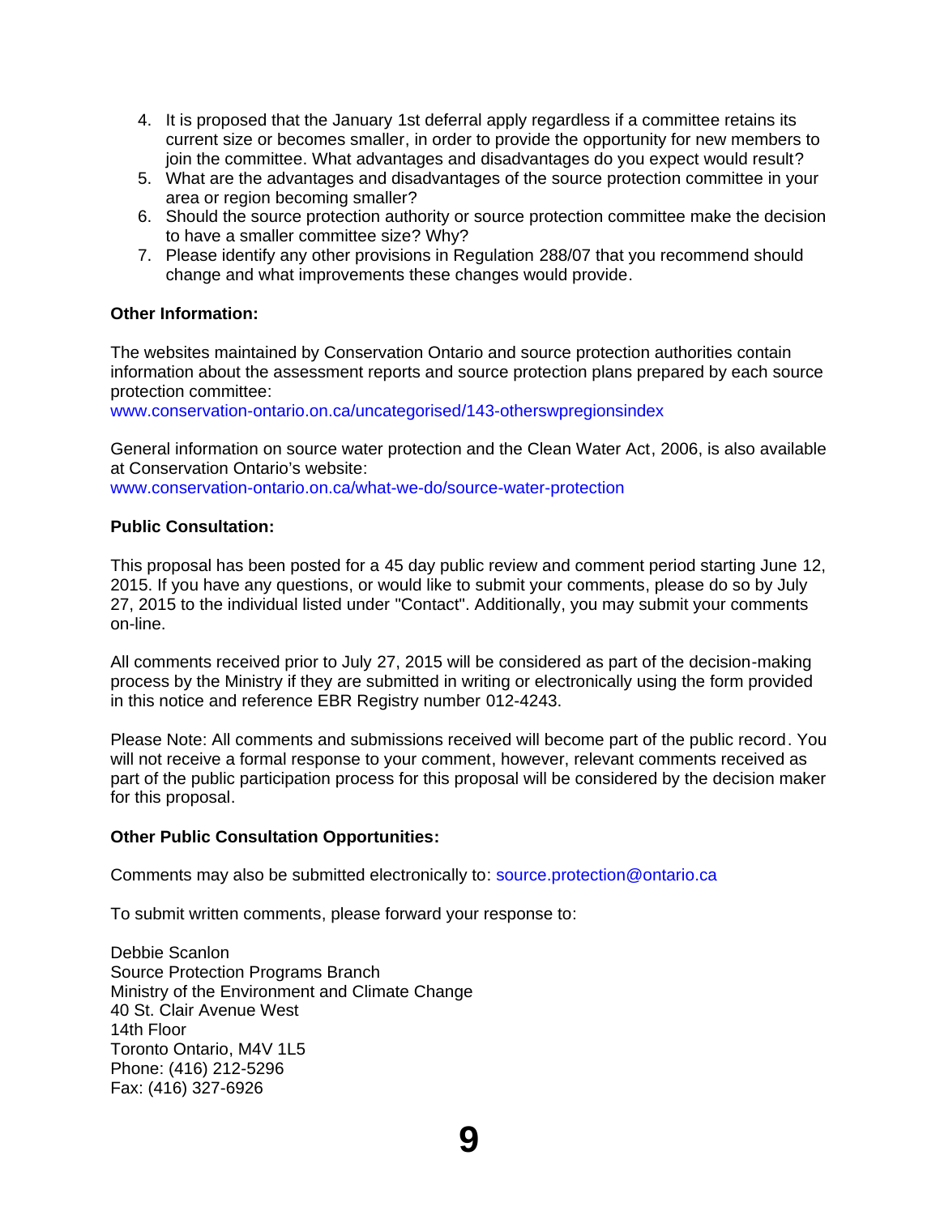4. It is proposed that the January 1st deferral apply regardless if a committee retains its current size or becomes smaller, in order to provide the opportunity for new members to join the committee. What advantages and disadvantages do you expect would result?
5. What are the advantages and disadvantages of the source protection committee in your area or region becoming smaller?
6. Should the source protection authority or source protection committee make the decision to have a smaller committee size? Why?
7. Please identify any other provisions in Regulation 288/07 that you recommend should change and what improvements these changes would provide.

**Other Information:**

The websites maintained by Conservation Ontario and source protection authorities contain information about the assessment reports and source protection plans prepared by each source protection committee:
www.conservation-ontario.on.ca/uncategorised/143-otherswpregionsindex

General information on source water protection and the Clean Water Act, 2006, is also available at Conservation Ontario's website:
www.conservation-ontario.on.ca/what-we-do/source-water-protection

**Public Consultation:**

This proposal has been posted for a 45 day public review and comment period starting June 12, 2015. If you have any questions, or would like to submit your comments, please do so by July 27, 2015 to the individual listed under "Contact". Additionally, you may submit your comments on-line.

All comments received prior to July 27, 2015 will be considered as part of the decision-making process by the Ministry if they are submitted in writing or electronically using the form provided in this notice and reference EBR Registry number 012-4243.

Please Note: All comments and submissions received will become part of the public record. You will not receive a formal response to your comment, however, relevant comments received as part of the public participation process for this proposal will be considered by the decision maker for this proposal.

**Other Public Consultation Opportunities:**

Comments may also be submitted electronically to: source.protection@ontario.ca

To submit written comments, please forward your response to:

Debbie Scanlon
Source Protection Programs Branch
Ministry of the Environment and Climate Change
40 St. Clair Avenue West
14th Floor
Toronto Ontario, M4V 1L5
Phone: (416) 212-5296
Fax: (416) 327-6926